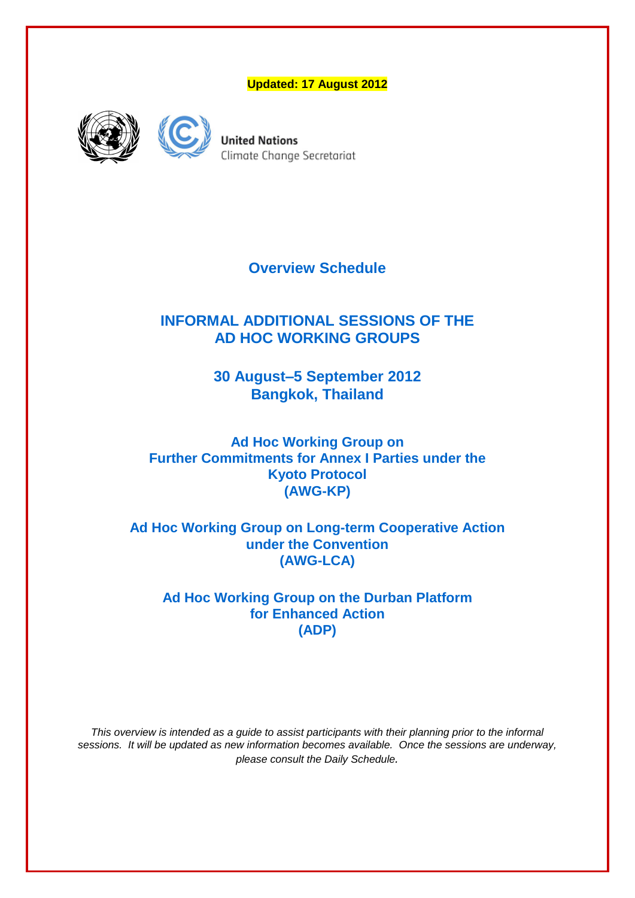**Updated: 17 August 2012**

United Nations
Climate Change Secretariat

# Overview Schedule

## INFORMAL ADDITIONAL SESSIONS OF THE AD HOC WORKING GROUPS

## 30 August–5 September 2012
## Bangkok, Thailand

### Ad Hoc Working Group on Further Commitments for Annex I Parties under the Kyoto Protocol (AWG-KP)

### Ad Hoc Working Group on Long-term Cooperative Action under the Convention (AWG-LCA)

### Ad Hoc Working Group on the Durban Platform for Enhanced Action (ADP)

*This overview is intended as a guide to assist participants with their planning prior to the informal sessions. It will be updated as new information becomes available. Once the sessions are underway, please consult the Daily Schedule.*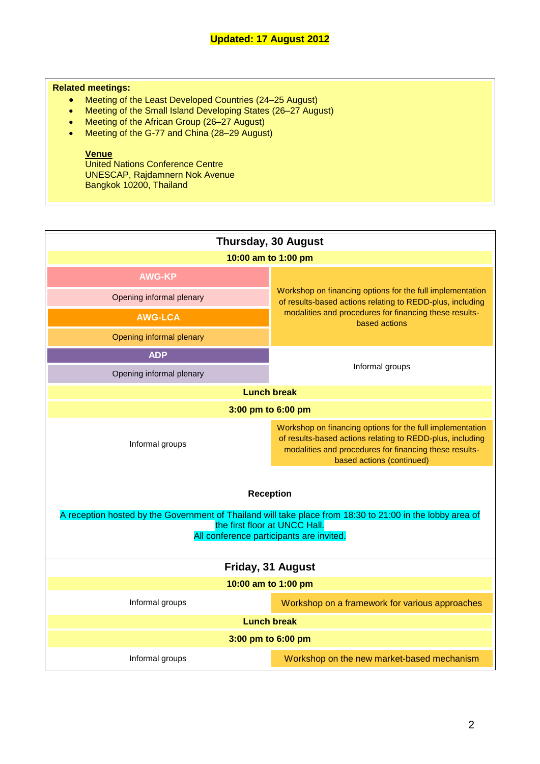**Updated: 17 August 2012**

**Related meetings:**

- Meeting of the Least Developed Countries (24–25 August)
- Meeting of the Small Island Developing States (26–27 August)
- Meeting of the African Group (26–27 August)
- Meeting of the G-77 and China (28–29 August)

**Venue**
United Nations Conference Centre
UNESCAP, Rajdamnern Nok Avenue
Bangkok 10200, Thailand

| **Thursday, 30 August** | |
|---|---|
| **10:00 am to 1:00 pm** | |
| **AWG-KP** | Workshop on financing options for the full implementation of results-based actions relating to REDD-plus, including modalities and procedures for financing these results-based actions |
| Opening informal plenary | |
| **AWG-LCA** | |
| Opening informal plenary | |
| **ADP** | Informal groups |
| Opening informal plenary | |
| **Lunch break** | |
| **3:00 pm to 6:00 pm** | |
| Informal groups | Workshop on financing options for the full implementation of results-based actions relating to REDD-plus, including modalities and procedures for financing these results-based actions (continued) |
| **Reception** | |
| A reception hosted by the Government of Thailand will take place from 18:30 to 21:00 in the lobby area of the first floor at UNCC Hall. All conference participants are invited. | |
| **Friday, 31 August** | |
| **10:00 am to 1:00 pm** | |
| Informal groups | Workshop on a framework for various approaches |
| **Lunch break** | |
| **3:00 pm to 6:00 pm** | |
| Informal groups | Workshop on the new market-based mechanism |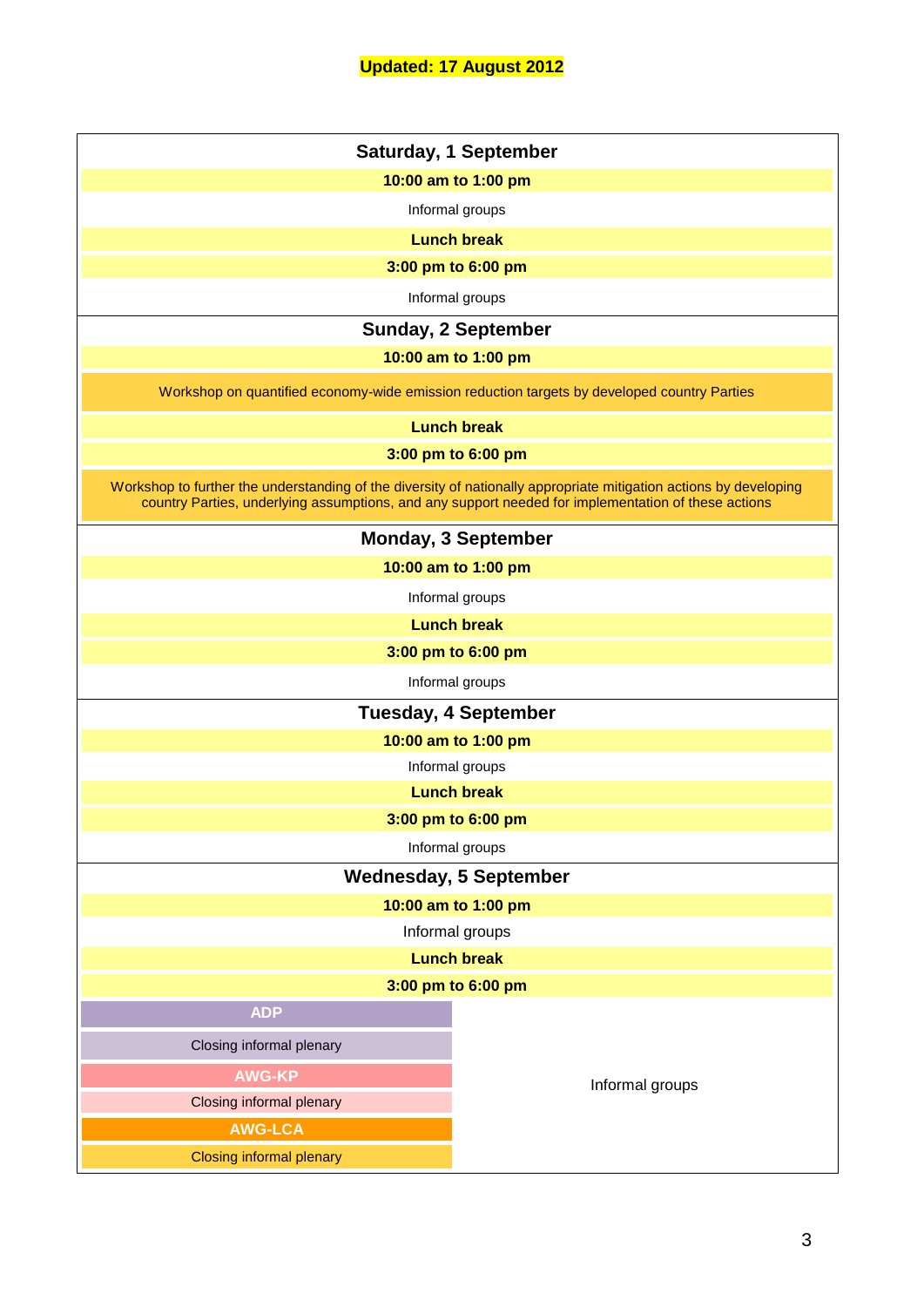**Updated: 17 August 2012**

| | |
|---|---|
| **Saturday, 1 September** | |
| **10:00 am to 1:00 pm** | |
| Informal groups | |
| **Lunch break** | |
| **3:00 pm to 6:00 pm** | |
| Informal groups | |
| **Sunday, 2 September** | |
| **10:00 am to 1:00 pm** | |
| Workshop on quantified economy-wide emission reduction targets by developed country Parties | |
| **Lunch break** | |
| **3:00 pm to 6:00 pm** | |
| Workshop to further the understanding of the diversity of nationally appropriate mitigation actions by developing country Parties, underlying assumptions, and any support needed for implementation of these actions | |
| **Monday, 3 September** | |
| **10:00 am to 1:00 pm** | |
| Informal groups | |
| **Lunch break** | |
| **3:00 pm to 6:00 pm** | |
| Informal groups | |
| **Tuesday, 4 September** | |
| **10:00 am to 1:00 pm** | |
| Informal groups | |
| **Lunch break** | |
| **3:00 pm to 6:00 pm** | |
| Informal groups | |
| **Wednesday, 5 September** | |
| **10:00 am to 1:00 pm** | |
| Informal groups | |
| **Lunch break** | |
| **3:00 pm to 6:00 pm** | |
| **ADP** | Informal groups |
| Closing informal plenary | |
| **AWG-KP** | |
| Closing informal plenary | |
| **AWG-LCA** | |
| Closing informal plenary | |